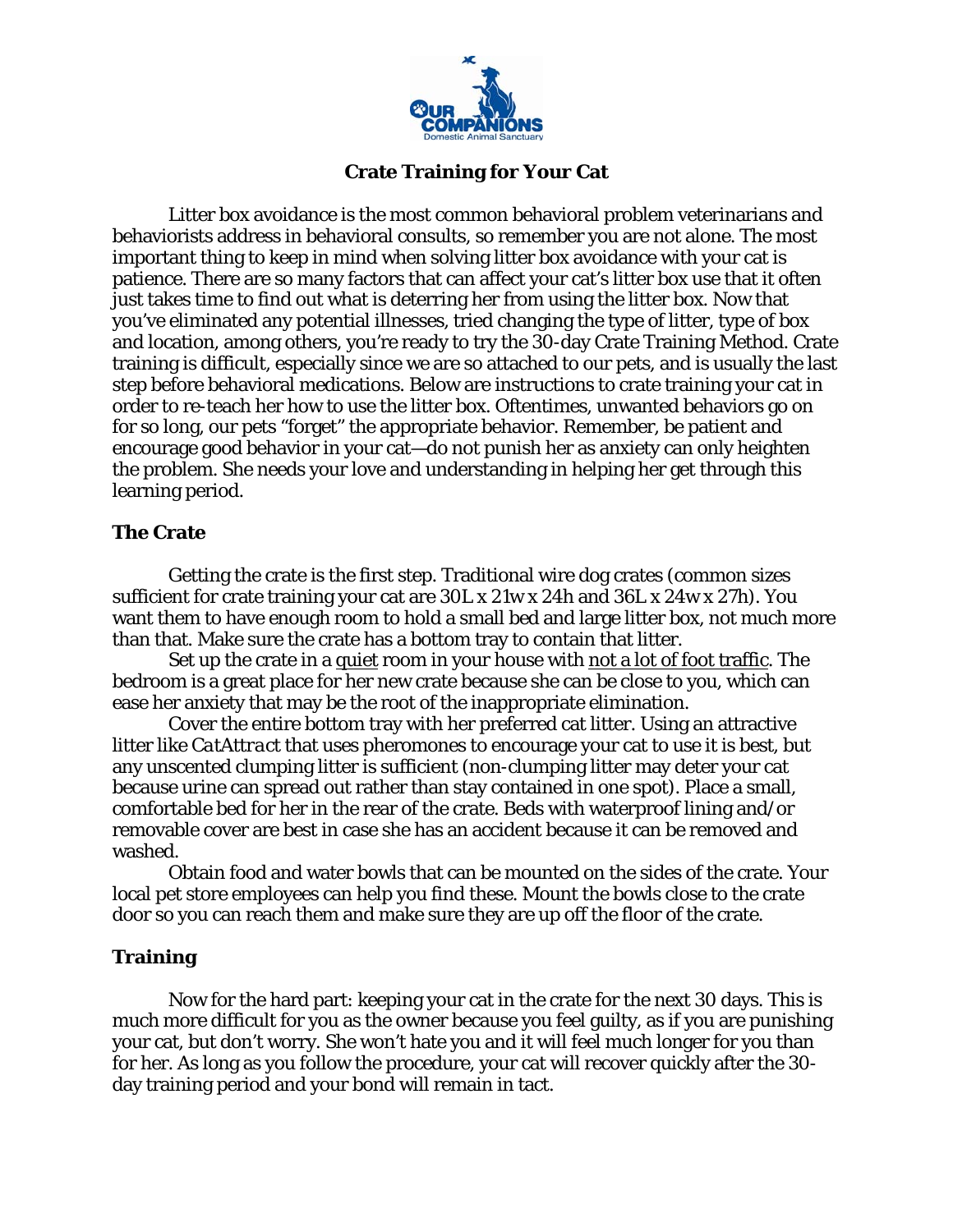# Crate Training for Your Cat

Litter box avoidance is the most common behavioral problem veterinarians and behaviorists address in behavioral consults, so remember you are not alone. The most important thing to keep in mind when solving litter box avoidance with your cat is patience. There are so many factors that can affect your cat's litter box use that it often just takes time to find out what is deterring her from using the litter box. Now that you've eliminated any potential illnesses, tried changing the type of litter, type of box and location, among others, you're ready to try the 30-day Crate Training Method. Crate training is difficult, especially since we are so attached to our pets, and is usually the last step before behavioral medications. Below are instructions to crate training your cat in order to re-teach her how to use the litter box. Oftentimes, unwanted behaviors go on for so long, our pets "forget" the appropriate behavior. Remember, be patient and encourage good behavior in your cat—do not punish her as anxiety can only heighten the problem. She needs your love and understanding in helping her get through this learning period.

## The Crate

Getting the crate is the first step. Traditional wire dog crates (common sizes sufficient for crate training your cat are 30L x 21w x 24h and 36L x 24w x 27h). You want them to have enough room to hold a small bed and large litter box, not much more than that. Make sure the crate has a bottom tray to contain that litter.

Set up the crate in a <u>quiet</u> room in your house with <u>not a lot of foot traffic</u>. The bedroom is a great place for her new crate because she can be close to you, which can ease her anxiety that may be the root of the inappropriate elimination.

Cover the entire bottom tray with her preferred cat litter. Using an attractive litter like *CatAttract* that uses pheromones to encourage your cat to use it is best, but any unscented clumping litter is sufficient (non-clumping litter may deter your cat because urine can spread out rather than stay contained in one spot). Place a small, comfortable bed for her in the rear of the crate. Beds with waterproof lining and/or removable cover are best in case she has an accident because it can be removed and washed.

Obtain food and water bowls that can be mounted on the sides of the crate. Your local pet store employees can help you find these. Mount the bowls close to the crate door so you can reach them and make sure they are up off the floor of the crate.

## Training

Now for the hard part: keeping your cat in the crate for the next 30 days. This is much more difficult for you as the owner because you feel guilty, as if you are punishing your cat, but don't worry. She won't hate you and it will feel much longer for you than for her. As long as you follow the procedure, your cat will recover quickly after the 30-day training period and your bond will remain in tact.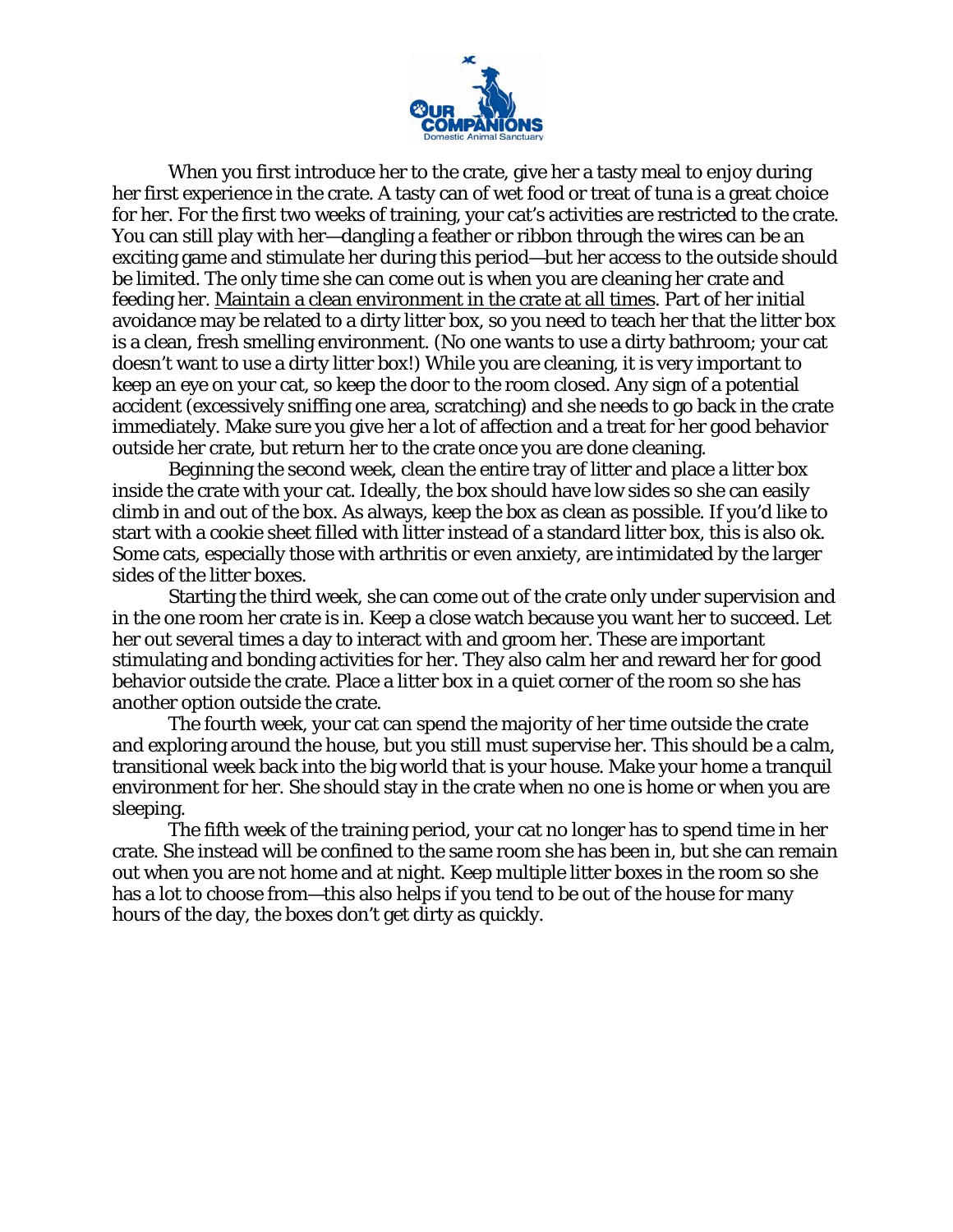When you first introduce her to the crate, give her a tasty meal to enjoy during her first experience in the crate. A tasty can of wet food or treat of tuna is a great choice for her. For the first two weeks of training, your cat's activities are restricted to the crate. You can still play with her—dangling a feather or ribbon through the wires can be an exciting game and stimulate her during this period—but her access to the outside should be limited. The only time she can come out is when you are cleaning her crate and feeding her. <u>Maintain a clean environment in the crate at all times</u>. Part of her initial avoidance may be related to a dirty litter box, so you need to teach her that the litter box is a clean, fresh smelling environment. (No one wants to use a dirty bathroom; your cat doesn't want to use a dirty litter box!) While you are cleaning, it is very important to keep an eye on your cat, so keep the door to the room closed. Any sign of a potential accident (excessively sniffing one area, scratching) and she needs to go back in the crate immediately. Make sure you give her a lot of affection and a treat for her good behavior outside her crate, but return her to the crate once you are done cleaning.

Beginning the second week, clean the entire tray of litter and place a litter box inside the crate with your cat. Ideally, the box should have low sides so she can easily climb in and out of the box. As always, keep the box as clean as possible. If you'd like to start with a cookie sheet filled with litter instead of a standard litter box, this is also ok. Some cats, especially those with arthritis or even anxiety, are intimidated by the larger sides of the litter boxes.

Starting the third week, she can come out of the crate only under supervision and in the one room her crate is in. Keep a close watch because you want her to succeed. Let her out several times a day to interact with and groom her. These are important stimulating and bonding activities for her. They also calm her and reward her for good behavior outside the crate. Place a litter box in a quiet corner of the room so she has another option outside the crate.

The fourth week, your cat can spend the majority of her time outside the crate and exploring around the house, but you still must supervise her. This should be a calm, transitional week back into the big world that is your house. Make your home a tranquil environment for her. She should stay in the crate when no one is home or when you are sleeping.

The fifth week of the training period, your cat no longer has to spend time in her crate. She instead will be confined to the same room she has been in, but she can remain out when you are not home and at night. Keep multiple litter boxes in the room so she has a lot to choose from—this also helps if you tend to be out of the house for many hours of the day, the boxes don't get dirty as quickly.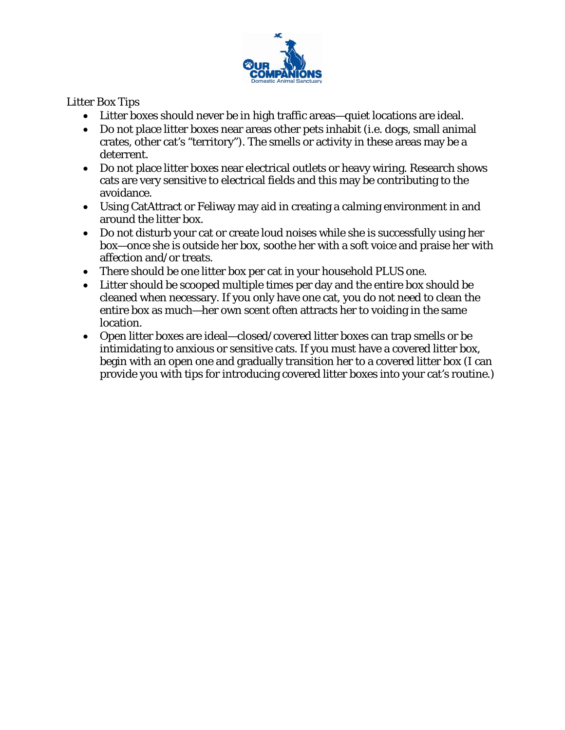Litter Box Tips

- Litter boxes should never be in high traffic areas—quiet locations are ideal.
- Do not place litter boxes near areas other pets inhabit (i.e. dogs, small animal crates, other cat's "territory"). The smells or activity in these areas may be a deterrent.
- Do not place litter boxes near electrical outlets or heavy wiring. Research shows cats are very sensitive to electrical fields and this may be contributing to the avoidance.
- Using CatAttract or Feliway may aid in creating a calming environment in and around the litter box.
- Do not disturb your cat or create loud noises while she is successfully using her box—once she is outside her box, soothe her with a soft voice and praise her with affection and/or treats.
- There should be one litter box per cat in your household PLUS one.
- Litter should be scooped multiple times per day and the entire box should be cleaned when necessary. If you only have one cat, you do not need to clean the entire box as much—her own scent often attracts her to voiding in the same location.
- Open litter boxes are ideal—closed/covered litter boxes can trap smells or be intimidating to anxious or sensitive cats. If you must have a covered litter box, begin with an open one and gradually transition her to a covered litter box (I can provide you with tips for introducing covered litter boxes into your cat's routine.)